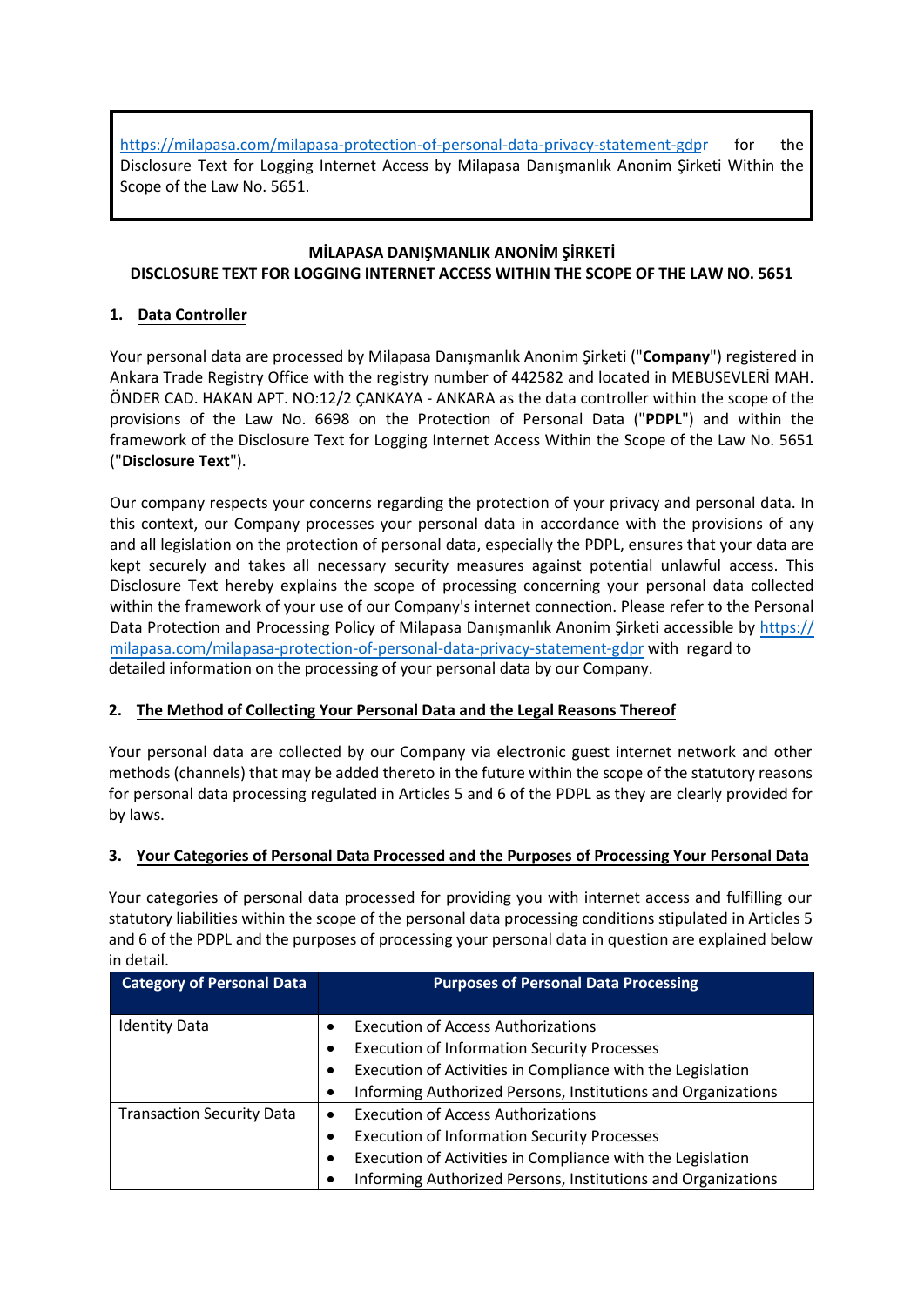https://milapasa.com/milapasa-protection-of-personal-data-privacy-statement-gdpr for the Disclosure Text for Logging Internet Access by Milapasa Danışmanlık Anonim Şirketi Within the Scope of the Law No. 5651.

**MİLAPASA DANIŞMANLIK ANONİM ŞİRKETİ**
**DISCLOSURE TEXT FOR LOGGING INTERNET ACCESS WITHIN THE SCOPE OF THE LAW NO. 5651**

## 1. Data Controller

Your personal data are processed by Milapasa Danışmanlık Anonim Şirketi ("**Company**") registered in Ankara Trade Registry Office with the registry number of 442582 and located in MEBUSEVLERİ MAH. ÖNDER CAD. HAKAN APT. NO:12/2 ÇANKAYA - ANKARA as the data controller within the scope of the provisions of the Law No. 6698 on the Protection of Personal Data ("**PDPL**") and within the framework of the Disclosure Text for Logging Internet Access Within the Scope of the Law No. 5651 ("**Disclosure Text**").

Our company respects your concerns regarding the protection of your privacy and personal data. In this context, our Company processes your personal data in accordance with the provisions of any and all legislation on the protection of personal data, especially the PDPL, ensures that your data are kept securely and takes all necessary security measures against potential unlawful access. This Disclosure Text hereby explains the scope of processing concerning your personal data collected within the framework of your use of our Company's internet connection. Please refer to the Personal Data Protection and Processing Policy of Milapasa Danışmanlık Anonim Şirketi accessible by https://milapasa.com/milapasa-protection-of-personal-data-privacy-statement-gdpr with regard to detailed information on the processing of your personal data by our Company.

## 2. The Method of Collecting Your Personal Data and the Legal Reasons Thereof

Your personal data are collected by our Company via electronic guest internet network and other methods (channels) that may be added thereto in the future within the scope of the statutory reasons for personal data processing regulated in Articles 5 and 6 of the PDPL as they are clearly provided for by laws.

## 3. Your Categories of Personal Data Processed and the Purposes of Processing Your Personal Data

Your categories of personal data processed for providing you with internet access and fulfilling our statutory liabilities within the scope of the personal data processing conditions stipulated in Articles 5 and 6 of the PDPL and the purposes of processing your personal data in question are explained below in detail.

| Category of Personal Data | Purposes of Personal Data Processing |
|---|---|
| Identity Data | • Execution of Access Authorizations<br>• Execution of Information Security Processes<br>• Execution of Activities in Compliance with the Legislation<br>• Informing Authorized Persons, Institutions and Organizations |
| Transaction Security Data | • Execution of Access Authorizations<br>• Execution of Information Security Processes<br>• Execution of Activities in Compliance with the Legislation<br>• Informing Authorized Persons, Institutions and Organizations |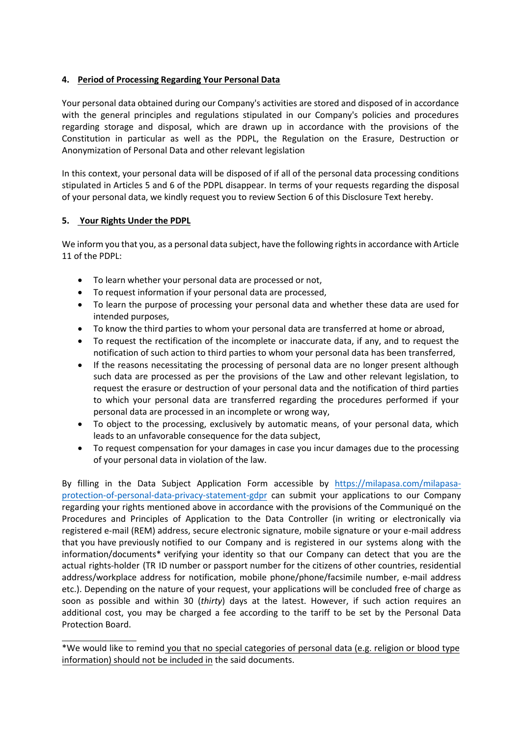## 4. Period of Processing Regarding Your Personal Data

Your personal data obtained during our Company's activities are stored and disposed of in accordance with the general principles and regulations stipulated in our Company's policies and procedures regarding storage and disposal, which are drawn up in accordance with the provisions of the Constitution in particular as well as the PDPL, the Regulation on the Erasure, Destruction or Anonymization of Personal Data and other relevant legislation

In this context, your personal data will be disposed of if all of the personal data processing conditions stipulated in Articles 5 and 6 of the PDPL disappear. In terms of your requests regarding the disposal of your personal data, we kindly request you to review Section 6 of this Disclosure Text hereby.

## 5. Your Rights Under the PDPL

We inform you that you, as a personal data subject, have the following rights in accordance with Article 11 of the PDPL:

- To learn whether your personal data are processed or not,
- To request information if your personal data are processed,
- To learn the purpose of processing your personal data and whether these data are used for intended purposes,
- To know the third parties to whom your personal data are transferred at home or abroad,
- To request the rectification of the incomplete or inaccurate data, if any, and to request the notification of such action to third parties to whom your personal data has been transferred,
- If the reasons necessitating the processing of personal data are no longer present although such data are processed as per the provisions of the Law and other relevant legislation, to request the erasure or destruction of your personal data and the notification of third parties to which your personal data are transferred regarding the procedures performed if your personal data are processed in an incomplete or wrong way,
- To object to the processing, exclusively by automatic means, of your personal data, which leads to an unfavorable consequence for the data subject,
- To request compensation for your damages in case you incur damages due to the processing of your personal data in violation of the law.

By filling in the Data Subject Application Form accessible by [https://milapasa.com/milapasa-protection-of-personal-data-privacy-statement-gdpr](https://milapasa.com/milapasa-protection-of-personal-data-privacy-statement-gdpr) can submit your applications to our Company regarding your rights mentioned above in accordance with the provisions of the Communiqué on the Procedures and Principles of Application to the Data Controller (in writing or electronically via registered e-mail (REM) address, secure electronic signature, mobile signature or your e-mail address that you have previously notified to our Company and is registered in our systems along with the information/documents* verifying your identity so that our Company can detect that you are the actual rights-holder (TR ID number or passport number for the citizens of other countries, residential address/workplace address for notification, mobile phone/phone/facsimile number, e-mail address etc.). Depending on the nature of your request, your applications will be concluded free of charge as soon as possible and within 30 (*thirty*) days at the latest. However, if such action requires an additional cost, you may be charged a fee according to the tariff to be set by the Personal Data Protection Board.

---

*We would like to remind <u>you that no special categories of personal data (e.g. religion or blood type information) should not be included in</u> the said documents.